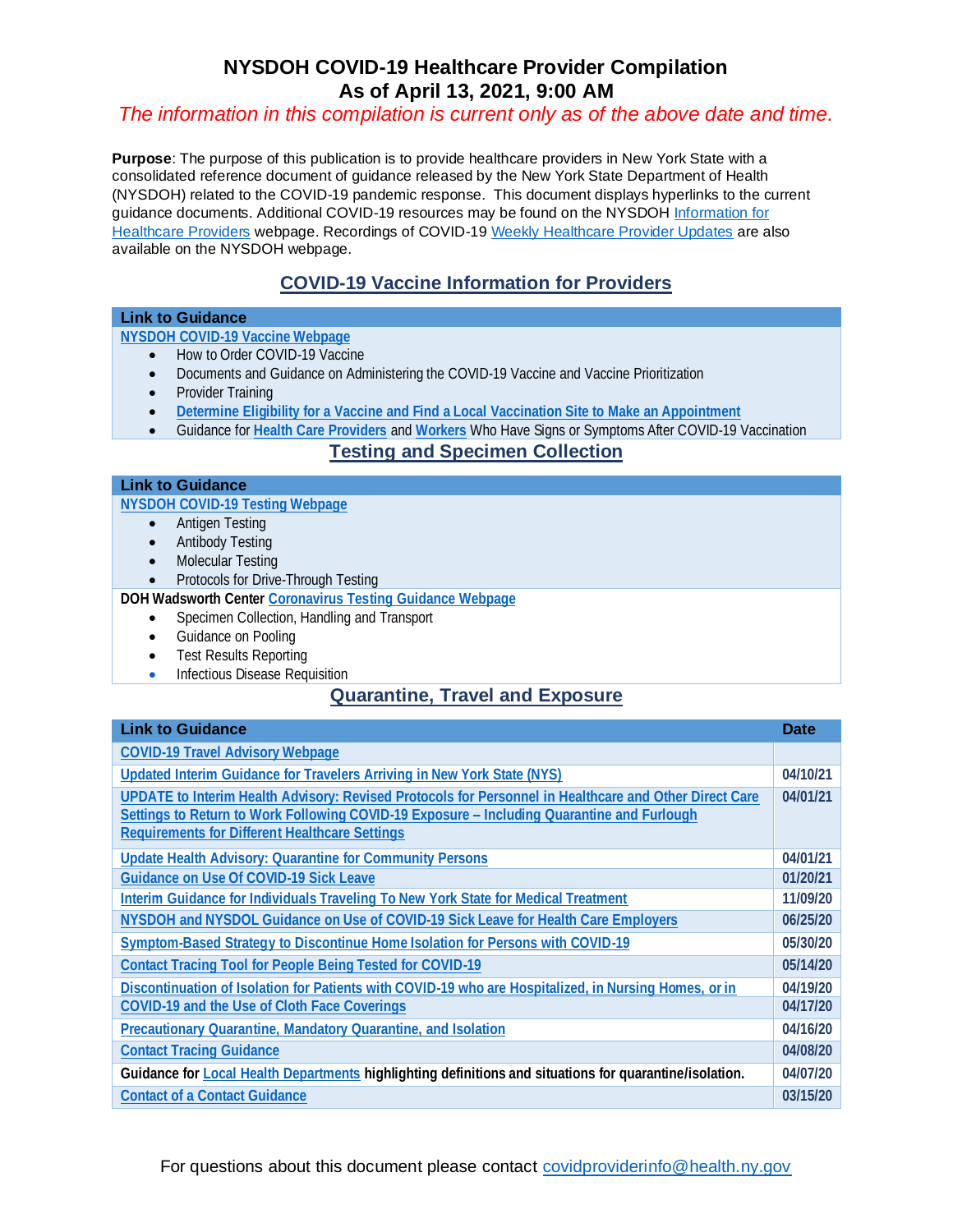# NYSDOH COVID-19 Healthcare Provider Compilation
# As of April 13, 2021, 9:00 AM

*The information in this compilation is current only as of the above date and time.*

**Purpose**: The purpose of this publication is to provide healthcare providers in New York State with a consolidated reference document of guidance released by the New York State Department of Health (NYSDOH) related to the COVID-19 pandemic response. This document displays hyperlinks to the current guidance documents. Additional COVID-19 resources may be found on the NYSDOH Information for Healthcare Providers webpage. Recordings of COVID-19 Weekly Healthcare Provider Updates are also available on the NYSDOH webpage.

## COVID-19 Vaccine Information for Providers

| Link to Guidance |
|---|
| **NYSDOH COVID-19 Vaccine Webpage**<br>• How to Order COVID-19 Vaccine<br>• Documents and Guidance on Administering the COVID-19 Vaccine and Vaccine Prioritization<br>• Provider Training<br>• **Determine Eligibility for a Vaccine and Find a Local Vaccination Site to Make an Appointment**<br>• Guidance for **Health Care Providers** and **Workers** Who Have Signs or Symptoms After COVID-19 Vaccination |

## Testing and Specimen Collection

| Link to Guidance |
|---|
| **NYSDOH COVID-19 Testing Webpage**<br>• Antigen Testing<br>• Antibody Testing<br>• Molecular Testing<br>• Protocols for Drive-Through Testing |
| **DOH Wadsworth Center Coronavirus Testing Guidance Webpage**<br>• Specimen Collection, Handling and Transport<br>• Guidance on Pooling<br>• Test Results Reporting<br>• Infectious Disease Requisition |

## Quarantine, Travel and Exposure

| Link to Guidance | Date |
|---|---|
| COVID-19 Travel Advisory Webpage | |
| Updated Interim Guidance for Travelers Arriving in New York State (NYS) | 04/10/21 |
| UPDATE to Interim Health Advisory: Revised Protocols for Personnel in Healthcare and Other Direct Care Settings to Return to Work Following COVID-19 Exposure – Including Quarantine and Furlough Requirements for Different Healthcare Settings | 04/01/21 |
| Update Health Advisory: Quarantine for Community Persons | 04/01/21 |
| Guidance on Use Of COVID-19 Sick Leave | 01/20/21 |
| Interim Guidance for Individuals Traveling To New York State for Medical Treatment | 11/09/20 |
| NYSDOH and NYSDOL Guidance on Use of COVID-19 Sick Leave for Health Care Employers | 06/25/20 |
| Symptom-Based Strategy to Discontinue Home Isolation for Persons with COVID-19 | 05/30/20 |
| Contact Tracing Tool for People Being Tested for COVID-19 | 05/14/20 |
| Discontinuation of Isolation for Patients with COVID-19 who are Hospitalized, in Nursing Homes, or in | 04/19/20 |
| COVID-19 and the Use of Cloth Face Coverings | 04/17/20 |
| Precautionary Quarantine, Mandatory Quarantine, and Isolation | 04/16/20 |
| Contact Tracing Guidance | 04/08/20 |
| **Guidance for Local Health Departments highlighting definitions and situations for quarantine/isolation.** | 04/07/20 |
| Contact of a Contact Guidance | 03/15/20 |

For questions about this document please contact covidproviderinfo@health.ny.gov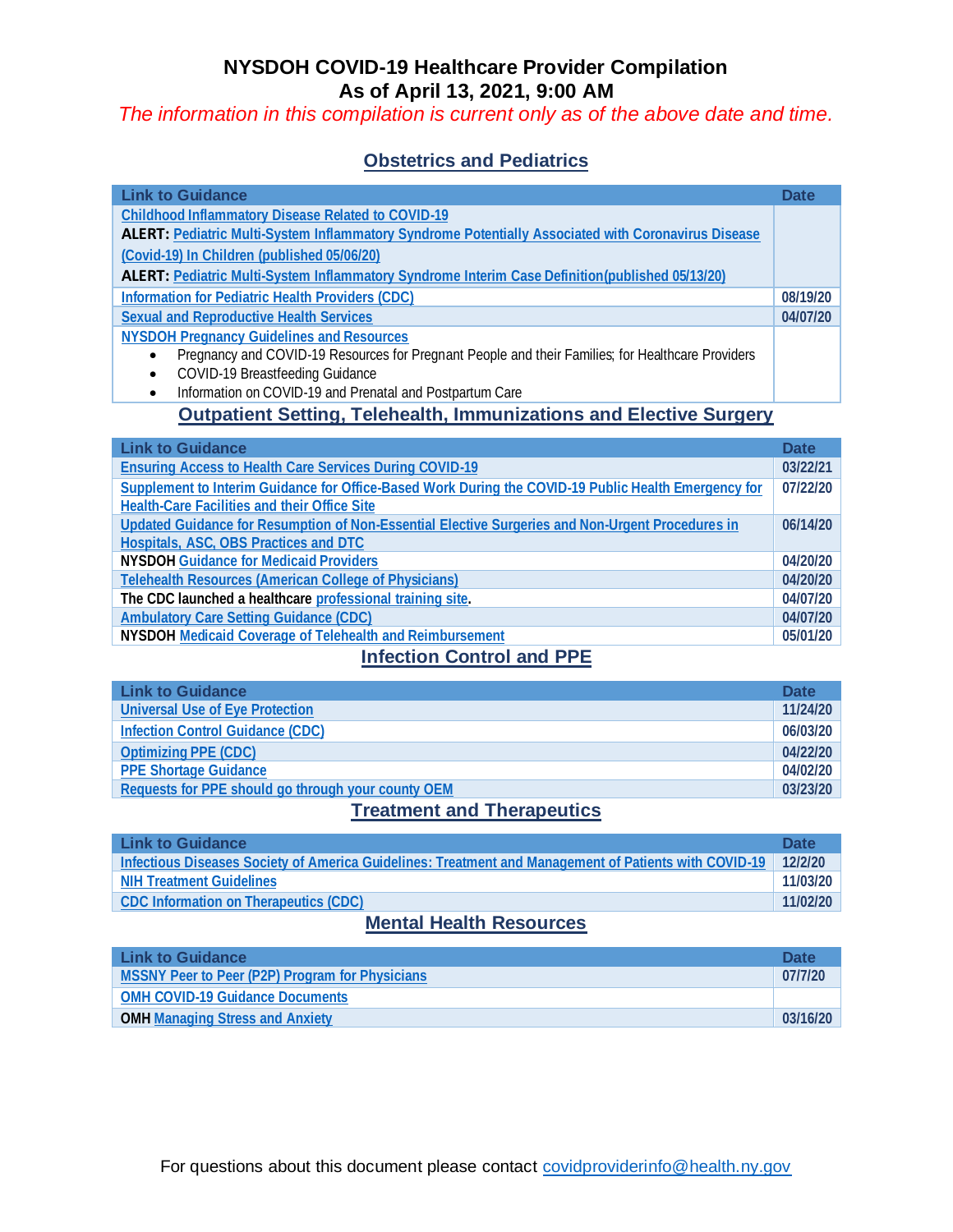# NYSDOH COVID-19 Healthcare Provider Compilation
# As of April 13, 2021, 9:00 AM

*The information in this compilation is current only as of the above date and time.*

## Obstetrics and Pediatrics

| Link to Guidance | Date |
|---|---|
| Childhood Inflammatory Disease Related to COVID-19<br>**ALERT:** Pediatric Multi-System Inflammatory Syndrome Potentially Associated with Coronavirus Disease (Covid-19) In Children (published 05/06/20)<br>**ALERT:** Pediatric Multi-System Inflammatory Syndrome Interim Case Definition(published 05/13/20) | |
| Information for Pediatric Health Providers (CDC) | 08/19/20 |
| Sexual and Reproductive Health Services | 04/07/20 |
| NYSDOH Pregnancy Guidelines and Resources<br>• Pregnancy and COVID-19 Resources for Pregnant People and their Families; for Healthcare Providers<br>• COVID-19 Breastfeeding Guidance<br>• Information on COVID-19 and Prenatal and Postpartum Care | |

## Outpatient Setting, Telehealth, Immunizations and Elective Surgery

| Link to Guidance | Date |
|---|---|
| Ensuring Access to Health Care Services During COVID-19 | 03/22/21 |
| Supplement to Interim Guidance for Office-Based Work During the COVID-19 Public Health Emergency for Health-Care Facilities and their Office Site | 07/22/20 |
| Updated Guidance for Resumption of Non-Essential Elective Surgeries and Non-Urgent Procedures in Hospitals, ASC, OBS Practices and DTC | 06/14/20 |
| NYSDOH Guidance for Medicaid Providers | 04/20/20 |
| Telehealth Resources (American College of Physicians) | 04/20/20 |
| The CDC launched a healthcare professional training site. | 04/07/20 |
| Ambulatory Care Setting Guidance (CDC) | 04/07/20 |
| NYSDOH Medicaid Coverage of Telehealth and Reimbursement | 05/01/20 |

## Infection Control and PPE

| Link to Guidance | Date |
|---|---|
| Universal Use of Eye Protection | 11/24/20 |
| Infection Control Guidance (CDC) | 06/03/20 |
| Optimizing PPE (CDC) | 04/22/20 |
| PPE Shortage Guidance | 04/02/20 |
| Requests for PPE should go through your county OEM | 03/23/20 |

## Treatment and Therapeutics

| Link to Guidance | Date |
|---|---|
| Infectious Diseases Society of America Guidelines: Treatment and Management of Patients with COVID-19 | 12/2/20 |
| NIH Treatment Guidelines | 11/03/20 |
| CDC Information on Therapeutics (CDC) | 11/02/20 |

## Mental Health Resources

| Link to Guidance | Date |
|---|---|
| MSSNY Peer to Peer (P2P) Program for Physicians | 07/7/20 |
| OMH COVID-19 Guidance Documents | |
| OMH Managing Stress and Anxiety | 03/16/20 |

For questions about this document please contact covidproviderinfo@health.ny.gov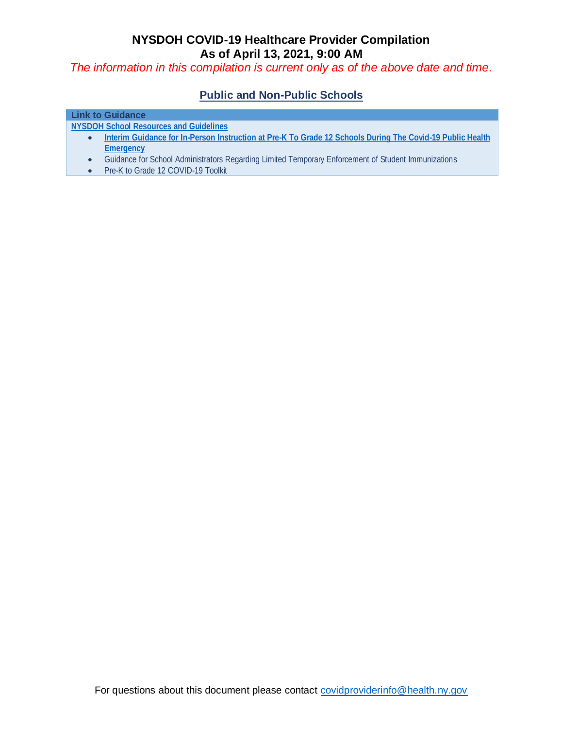# NYSDOH COVID-19 Healthcare Provider Compilation
## As of April 13, 2021, 9:00 AM

*The information in this compilation is current only as of the above date and time.*

## Public and Non-Public Schools

| Link to Guidance |
|---|
| **NYSDOH School Resources and Guidelines**<br>• **Interim Guidance for In-Person Instruction at Pre-K To Grade 12 Schools During The Covid-19 Public Health Emergency**<br>• Guidance for School Administrators Regarding Limited Temporary Enforcement of Student Immunizations<br>• Pre-K to Grade 12 COVID-19 Toolkit |

For questions about this document please contact covidproviderinfo@health.ny.gov